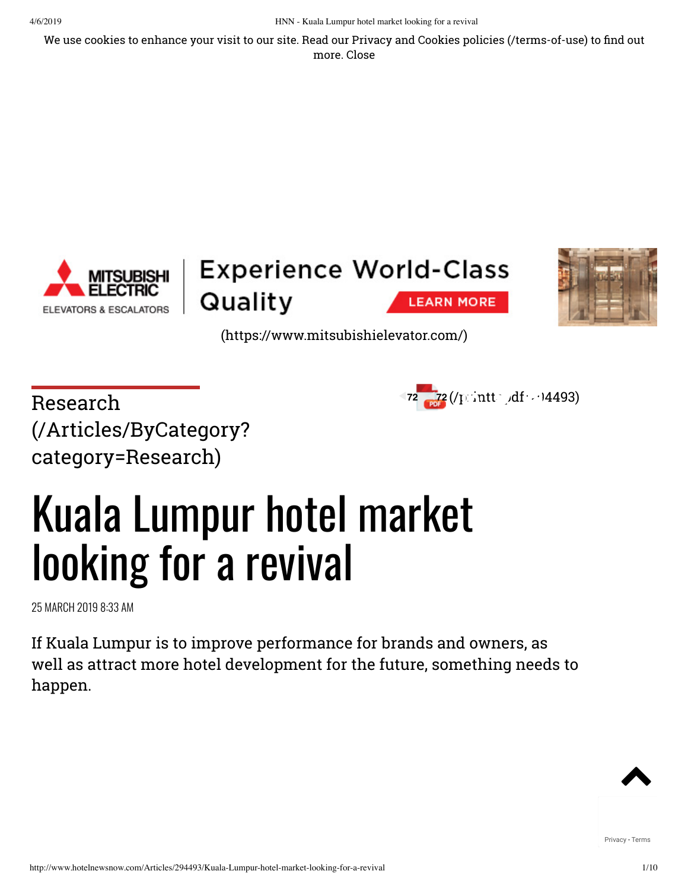Research (/Articles/ByCategory?category=Research)

# Kuala Lumpur hotel market looking for a revival

25 MARCH 2019 8:33 AM

If Kuala Lumpur is to improve performance for brands and owners, as well as attract more hotel development for the future, something needs to happen.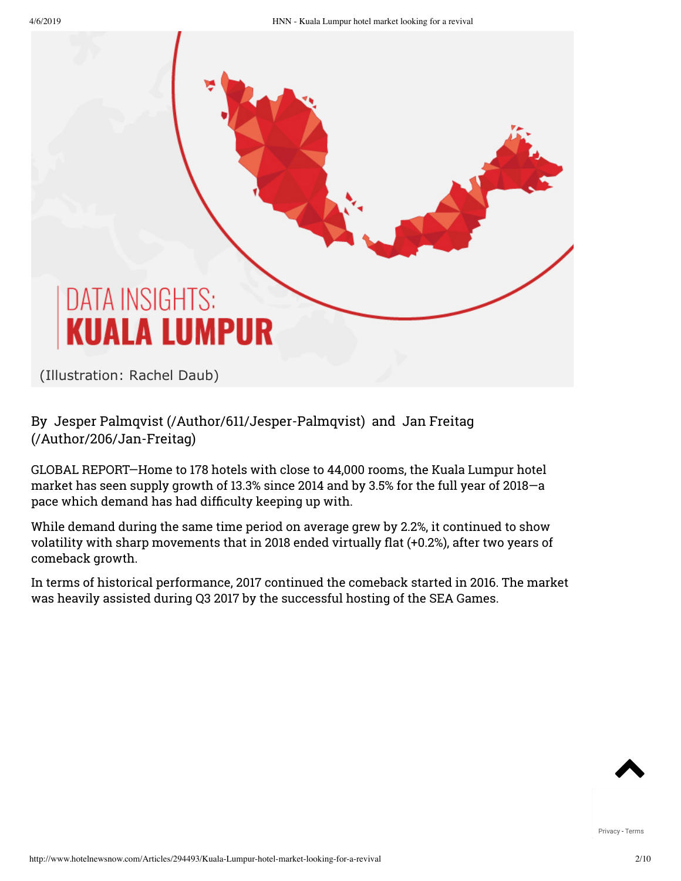DATA INSIGHTS:
**KUALA LUMPUR**

(Illustration: Rachel Daub)

By Jesper Palmqvist (/Author/611/Jesper-Palmqvist) and Jan Freitag (/Author/206/Jan-Freitag)

GLOBAL REPORT—Home to 178 hotels with close to 44,000 rooms, the Kuala Lumpur hotel market has seen supply growth of 13.3% since 2014 and by 3.5% for the full year of 2018—a pace which demand has had difficulty keeping up with.

While demand during the same time period on average grew by 2.2%, it continued to show volatility with sharp movements that in 2018 ended virtually flat (+0.2%), after two years of comeback growth.

In terms of historical performance, 2017 continued the comeback started in 2016. The market was heavily assisted during Q3 2017 by the successful hosting of the SEA Games.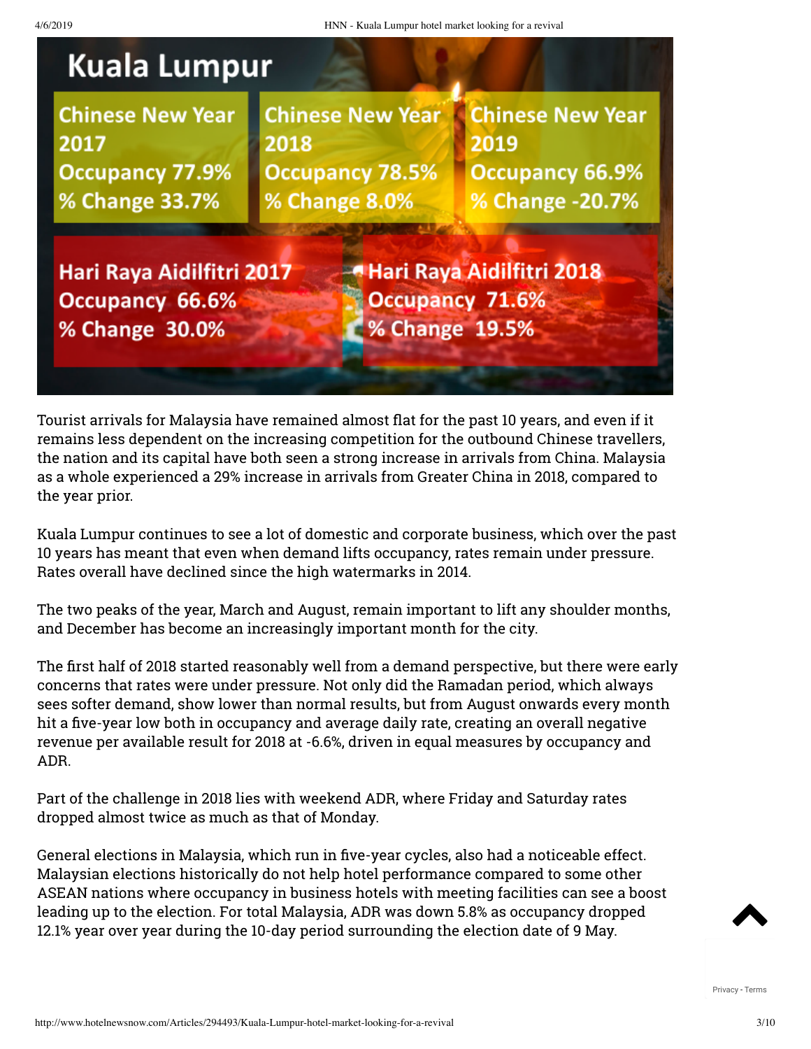# Kuala Lumpur

| Chinese New Year 2017 | Chinese New Year 2018 | Chinese New Year 2019 |
| --- | --- | --- |
| Occupancy 77.9% | Occupancy 78.5% | Occupancy 66.9% |
| % Change 33.7% | % Change 8.0% | % Change -20.7% |

| Hari Raya Aidilfitri 2017 | Hari Raya Aidilfitri 2018 |
| --- | --- |
| Occupancy 66.6% | Occupancy 71.6% |
| % Change 30.0% | % Change 19.5% |

Tourist arrivals for Malaysia have remained almost flat for the past 10 years, and even if it remains less dependent on the increasing competition for the outbound Chinese travellers, the nation and its capital have both seen a strong increase in arrivals from China. Malaysia as a whole experienced a 29% increase in arrivals from Greater China in 2018, compared to the year prior.

Kuala Lumpur continues to see a lot of domestic and corporate business, which over the past 10 years has meant that even when demand lifts occupancy, rates remain under pressure. Rates overall have declined since the high watermarks in 2014.

The two peaks of the year, March and August, remain important to lift any shoulder months, and December has become an increasingly important month for the city.

The first half of 2018 started reasonably well from a demand perspective, but there were early concerns that rates were under pressure. Not only did the Ramadan period, which always sees softer demand, show lower than normal results, but from August onwards every month hit a five-year low both in occupancy and average daily rate, creating an overall negative revenue per available result for 2018 at -6.6%, driven in equal measures by occupancy and ADR.

Part of the challenge in 2018 lies with weekend ADR, where Friday and Saturday rates dropped almost twice as much as that of Monday.

General elections in Malaysia, which run in five-year cycles, also had a noticeable effect. Malaysian elections historically do not help hotel performance compared to some other ASEAN nations where occupancy in business hotels with meeting facilities can see a boost leading up to the election. For total Malaysia, ADR was down 5.8% as occupancy dropped 12.1% year over year during the 10-day period surrounding the election date of 9 May.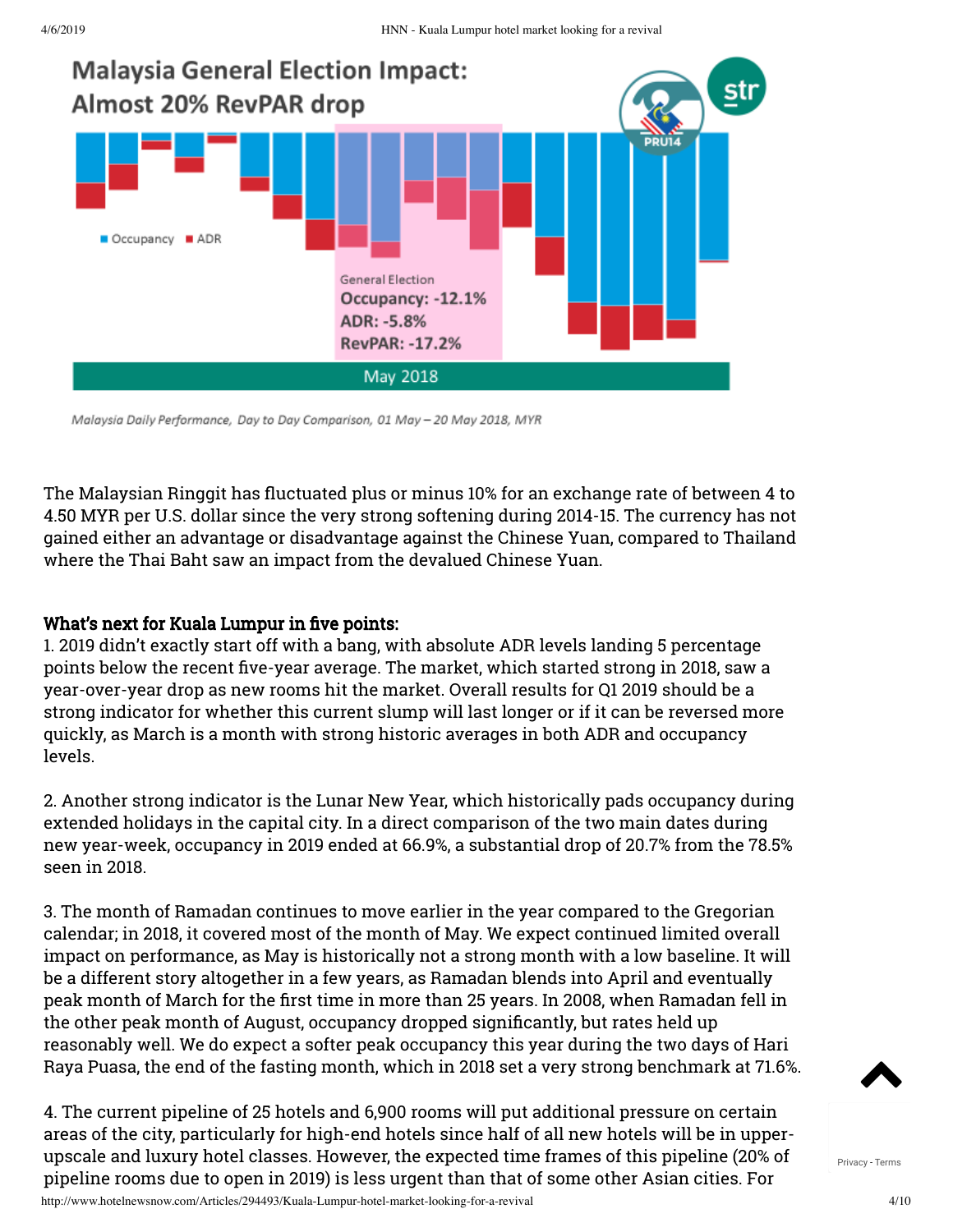Malaysia General Election Impact: Almost 20% RevPAR drop

General Election
Occupancy: -12.1%
ADR: -5.8%
RevPAR: -17.2%

May 2018

*Malaysia Daily Performance, Day to Day Comparison, 01 May – 20 May 2018, MYR*

The Malaysian Ringgit has fluctuated plus or minus 10% for an exchange rate of between 4 to 4.50 MYR per U.S. dollar since the very strong softening during 2014-15. The currency has not gained either an advantage or disadvantage against the Chinese Yuan, compared to Thailand where the Thai Baht saw an impact from the devalued Chinese Yuan.

**What's next for Kuala Lumpur in five points:**

1. 2019 didn't exactly start off with a bang, with absolute ADR levels landing 5 percentage points below the recent five-year average. The market, which started strong in 2018, saw a year-over-year drop as new rooms hit the market. Overall results for Q1 2019 should be a strong indicator for whether this current slump will last longer or if it can be reversed more quickly, as March is a month with strong historic averages in both ADR and occupancy levels.

2. Another strong indicator is the Lunar New Year, which historically pads occupancy during extended holidays in the capital city. In a direct comparison of the two main dates during new year-week, occupancy in 2019 ended at 66.9%, a substantial drop of 20.7% from the 78.5% seen in 2018.

3. The month of Ramadan continues to move earlier in the year compared to the Gregorian calendar; in 2018, it covered most of the month of May. We expect continued limited overall impact on performance, as May is historically not a strong month with a low baseline. It will be a different story altogether in a few years, as Ramadan blends into April and eventually peak month of March for the first time in more than 25 years. In 2008, when Ramadan fell in the other peak month of August, occupancy dropped significantly, but rates held up reasonably well. We do expect a softer peak occupancy this year during the two days of Hari Raya Puasa, the end of the fasting month, which in 2018 set a very strong benchmark at 71.6%.

4. The current pipeline of 25 hotels and 6,900 rooms will put additional pressure on certain areas of the city, particularly for high-end hotels since half of all new hotels will be in upper-upscale and luxury hotel classes. However, the expected time frames of this pipeline (20% of pipeline rooms due to open in 2019) is less urgent than that of some other Asian cities. For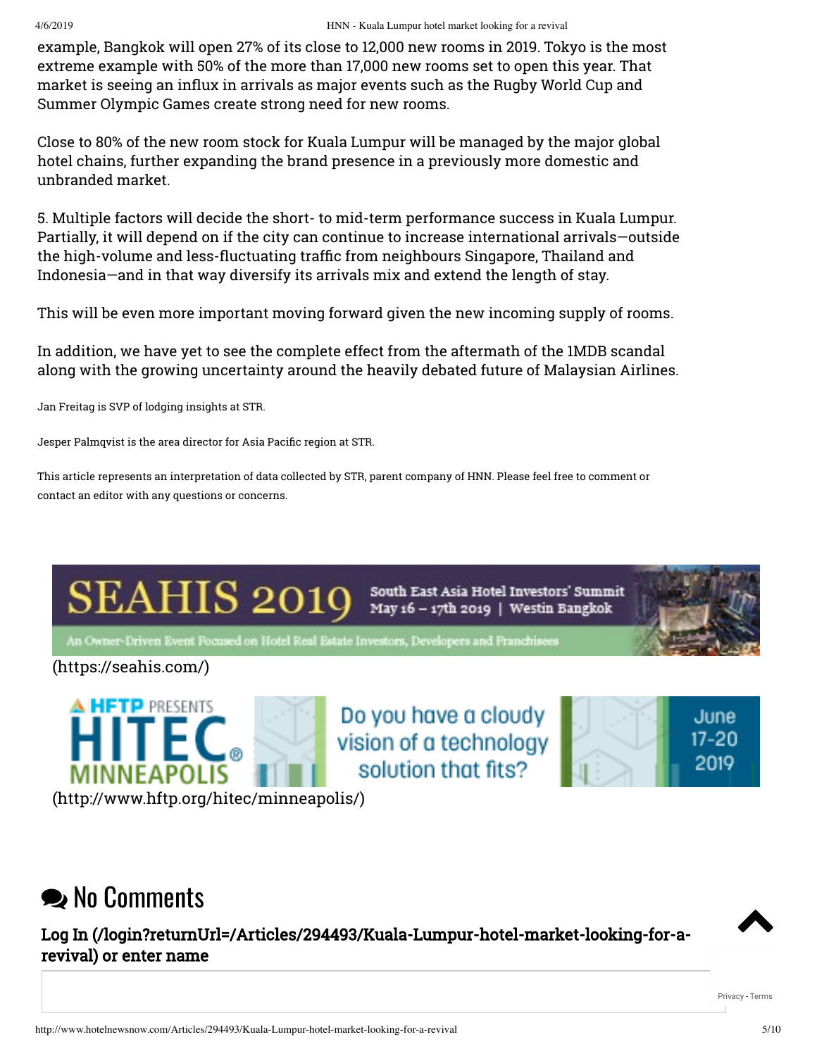example, Bangkok will open 27% of its close to 12,000 new rooms in 2019. Tokyo is the most extreme example with 50% of the more than 17,000 new rooms set to open this year. That market is seeing an influx in arrivals as major events such as the Rugby World Cup and Summer Olympic Games create strong need for new rooms.

Close to 80% of the new room stock for Kuala Lumpur will be managed by the major global hotel chains, further expanding the brand presence in a previously more domestic and unbranded market.

5. Multiple factors will decide the short- to mid-term performance success in Kuala Lumpur. Partially, it will depend on if the city can continue to increase international arrivals—outside the high-volume and less-fluctuating traffic from neighbours Singapore, Thailand and Indonesia—and in that way diversify its arrivals mix and extend the length of stay.

This will be even more important moving forward given the new incoming supply of rooms.

In addition, we have yet to see the complete effect from the aftermath of the 1MDB scandal along with the growing uncertainty around the heavily debated future of Malaysian Airlines.

Jan Freitag is SVP of lodging insights at STR.

Jesper Palmqvist is the area director for Asia Pacific region at STR.

This article represents an interpretation of data collected by STR, parent company of HNN. Please feel free to comment or contact an editor with any questions or concerns.

SEAHIS 2019 South East Asia Hotel Investors' Summit May 16 – 17th 2019 | Westin Bangkok

An Owner-Driven Event Focused on Hotel Real Estate Investors, Developers and Franchisees

(https://seahis.com/)

HFTP PRESENTS HITEC MINNEAPOLIS Do you have a cloudy vision of a technology solution that fits? June 17-20 2019

(http://www.hftp.org/hitec/minneapolis/)

## No Comments

**Log In (/login?returnUrl=/Articles/294493/Kuala-Lumpur-hotel-market-looking-for-a-revival) or enter name**